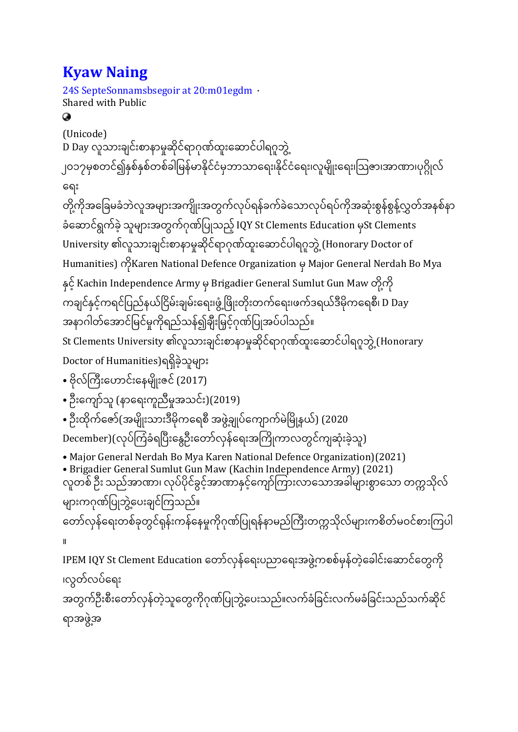# Kyaw Naing

24S SepteSonnamsbsegoir at 20:m01egdm ·
Shared with Public

(Unicode)
D Day လူသားချင်းစာနာမှုဆိုင်ရာဂုဏ်ထူးဆောင်ပါရဂူဘွဲ့
၂၀၁၇မှစတင်၍နှစ်နှစ်တစ်ခါမြန်မာနိုင်ငံမှဘာသာရေးနိုင်ငံရေး၊လူမျိုးရေး၊ဩဇာ၊အာဏာ၊ပုဂ္ဂိုလ်ရေး
တို့ကိုအခြေမခံဘဲလူအများအကျိုးအတွက်လုပ်ရန်ခက်ခဲသောလုပ်ရပ်ကိုအဆုံးစွန်စွန့်လွှတ်အနစ်နာခံဆောင်ရွက်ခဲ့ သူများအတွက်ဂုဏ်ပြုသည့် IQY St Clements Education မှSt Clements University ၏လူသားချင်းစာနာမှုဆိုင်ရာဂုဏ်ထူးဆောင်ပါရဂူဘွဲ့ (Honorary Doctor of Humanities) ကိုKaren National Defence Organization မှ Major General Nerdah Bo Mya နှင့် Kachin Independence Army မှ Brigadier General Sumlut Gun Maw တို့ကို ကချင်နှင့်ကရင်ပြည်နယ်ငြိမ်းချမ်းရေးဖွံ့ဖြိုးတိုးတက်ရေးဖက်ဒရယ်ဒီမိုကရေစီ၊ D Day အနာဂါတ်အောင်မြင်မှုကိုရည်သန်၍ချီးမြှင့်ဂုဏ်ပြုအပ်ပါသည်။
St Clements University ၏လူသားချင်းစာနာမှုဆိုင်ရာဂုဏ်ထူးဆောင်ပါရဂူဘွဲ့ (Honorary Doctor of Humanities)ရရှိခဲ့သူများ

- ဗိုလ်ကြီးဟောင်းနေမျိုးဇင် (2017)
- ဦးကျော်သူ (နာရေးကူညီမှုအသင်း)(2019)
- ဦးထိုက်ဇော်(အမျိုးသားဒီမိုကရေစီ အဖွဲ့ချုပ်ကျောက်မဲမြို့နယ်) (2020 December)(လုပ်ကြံခံရပြီးနွေဦးတော်လှန်ရေးအကြိုကာလတွင်ကျဆုံးခဲ့သူ)
- Major General Nerdah Bo Mya Karen National Defence Organization)(2021)
- Brigadier General Sumlut Gun Maw (Kachin Independence Army) (2021)

လူတစ် ဦး သည်အာဏာ၊ လုပ်ပိုင်ခွင့်အာဏာနှင့်ကျော်ကြားလာသောအခါများစွာသော တက္ကသိုလ်များကဂုဏ်ပြုဘွဲ့ပေးချင်ကြသည်။
တော်လှန်ရေးတစ်ခုတွင်ရန်းကန်နေမှုကိုဂုဏ်ပြုရန်နာမည်ကြီးတက္ကသိုလ်များကစိတ်မဝင်စားကြပါ။
IPEM IQY St Clement Education တော်လှန်ရေးပညာရေးအဖွဲ့ကစစ်မှန်တဲ့ခေါင်းဆောင်တွေကို ၊လွတ်လပ်ရေး
အတွက်ဦးစီးတော်လှန်တဲ့သူတွေကိုဂုဏ်ပြုဘွဲ့ပေးသည်။လက်ခံခြင်းလက်မခံခြင်းသည်သက်ဆိုင်ရာအဖွဲ့အ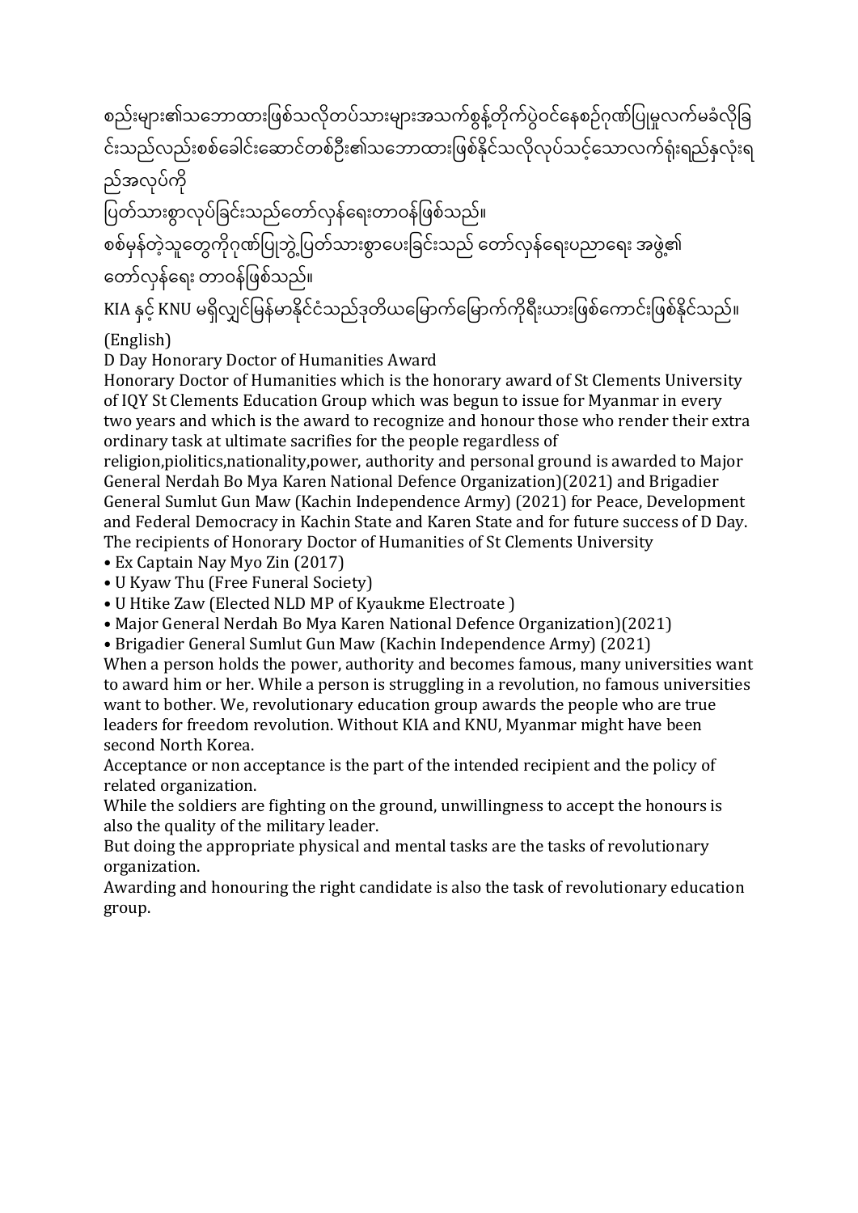စည်းများ၏သဘောထားဖြစ်သလိုတပ်သားများအသက်စွန့်တိုက်ပွဲဝင်နေစဉ်ဂုဏ်ပြုမှုလက်မခံလိုခြင်းသည်လည်းစစ်ခေါင်းဆောင်တစ်ဦး၏သဘောထားဖြစ်နိုင်သလိုလုပ်သင့်သောလက်ရုံးရည်နှလုံးရည်အလုပ်ကို

ပြတ်သားစွာလုပ်ခြင်းသည်တော်လှန်ရေးတာဝန်ဖြစ်သည်။

စစ်မှန်တဲ့သူတွေကိုဂုဏ်ပြုဘွဲ့ပြတ်သားစွာပေးခြင်းသည် တော်လှန်ရေးပညာရေး အဖွဲ့၏ တော်လှန်ရေး တာဝန်ဖြစ်သည်။

KIA နှင့် KNU မရှိလျှင်မြန်မာနိုင်ငံသည်ဒုတိယမြောက်မြောက်ကိုရီးယားဖြစ်ကောင်းဖြစ်နိုင်သည်။

(English)

D Day Honorary Doctor of Humanities Award

Honorary Doctor of Humanities which is the honorary award of St Clements University of IQY St Clements Education Group which was begun to issue for Myanmar in every two years and which is the award to recognize and honour those who render their extra ordinary task at ultimate sacrifies for the people regardless of religion,piolitics,nationality,power, authority and personal ground is awarded to Major General Nerdah Bo Mya Karen National Defence Organization)(2021) and Brigadier General Sumlut Gun Maw (Kachin Independence Army) (2021) for Peace, Development and Federal Democracy in Kachin State and Karen State and for future success of D Day.

The recipients of Honorary Doctor of Humanities of St Clements University

- Ex Captain Nay Myo Zin (2017)
- U Kyaw Thu (Free Funeral Society)
- U Htike Zaw (Elected NLD MP of Kyaukme Electroate )
- Major General Nerdah Bo Mya Karen National Defence Organization)(2021)
- Brigadier General Sumlut Gun Maw (Kachin Independence Army) (2021)

When a person holds the power, authority and becomes famous, many universities want to award him or her. While a person is struggling in a revolution, no famous universities want to bother. We, revolutionary education group awards the people who are true leaders for freedom revolution. Without KIA and KNU, Myanmar might have been second North Korea.

Acceptance or non acceptance is the part of the intended recipient and the policy of related organization.

While the soldiers are fighting on the ground, unwillingness to accept the honours is also the quality of the military leader.

But doing the appropriate physical and mental tasks are the tasks of revolutionary organization.

Awarding and honouring the right candidate is also the task of revolutionary education group.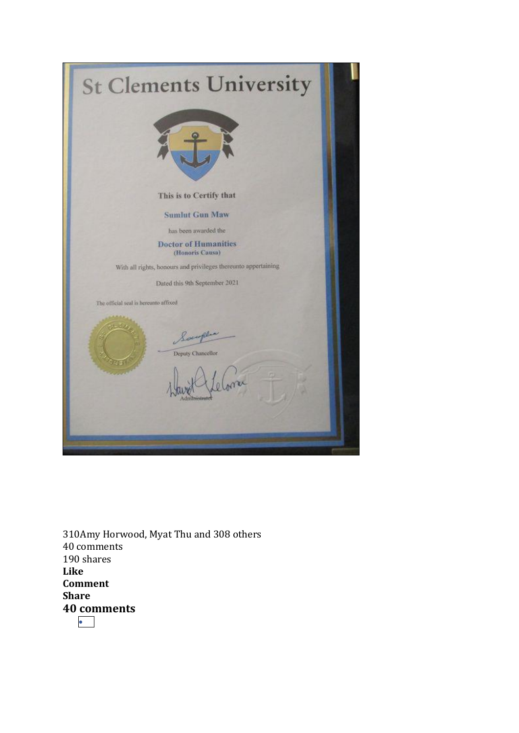St Clements University

This is to Certify that

Sumlut Gun Maw

has been awarded the

Doctor of Humanities
(Honoris Causa)

With all rights, honours and privileges thereunto appertaining

Dated this 9th September 2021

The official seal is hereunto affixed

Deputy Chancellor

Administrator

310Amy Horwood, Myat Thu and 308 others
40 comments
190 shares
**Like**
**Comment**
**Share**

## 40 comments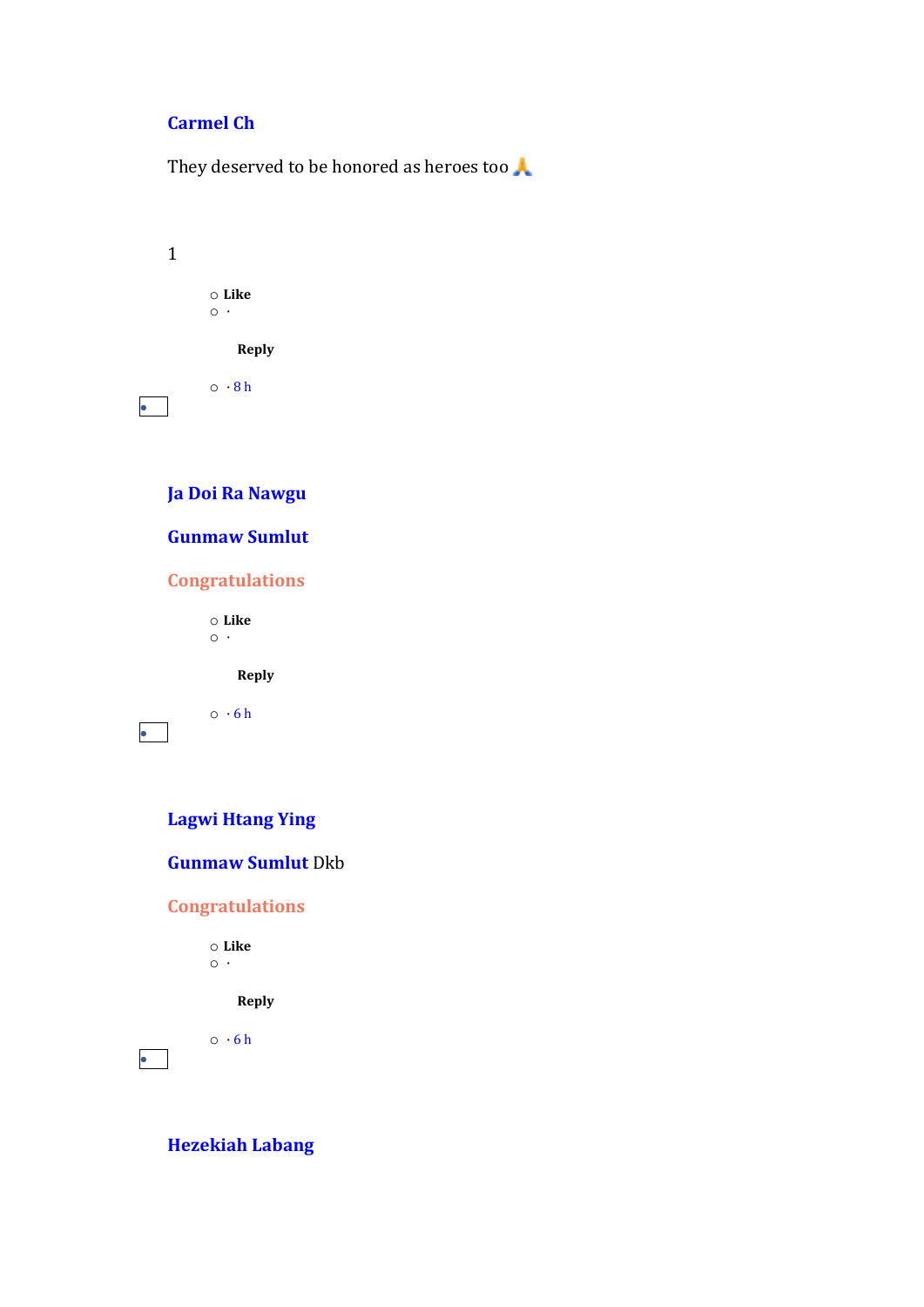**Carmel Ch**

They deserved to be honored as heroes too 🙏

1

- **Like**
- ·

  **Reply**

- · 8 h

**Ja Doi Ra Nawgu**

**Gunmaw Sumlut**

**Congratulations**

- **Like**
- ·

  **Reply**

- · 6 h

**Lagwi Htang Ying**

**Gunmaw Sumlut** Dkb

**Congratulations**

- **Like**
- ·

  **Reply**

- · 6 h

**Hezekiah Labang**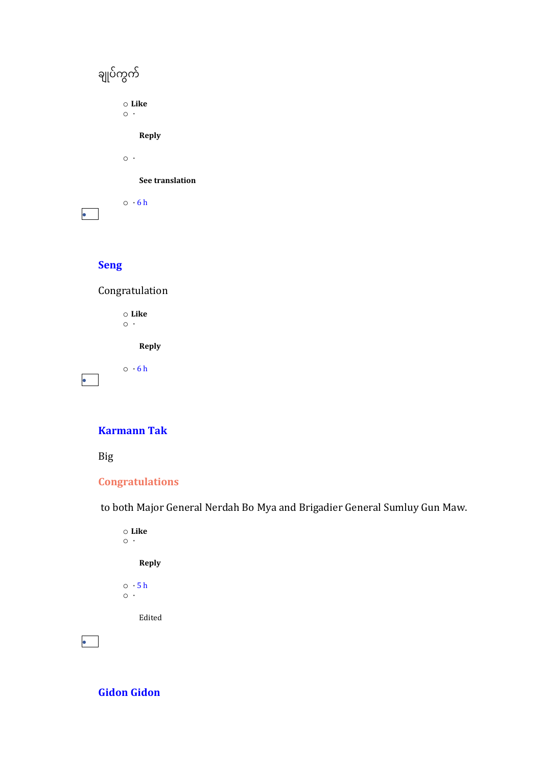ချုပ်ကွက်

- Like
- ·

  **Reply**

- ·

  **See translation**

- · 6 h

**Seng**

Congratulation

- Like
- ·

  **Reply**

- · 6 h

**Karmann Tak**

Big

**Congratulations**

to both Major General Nerdah Bo Mya and Brigadier General Sumluy Gun Maw.

- Like
- ·

  **Reply**

- · 5 h
- ·

  Edited

**Gidon Gidon**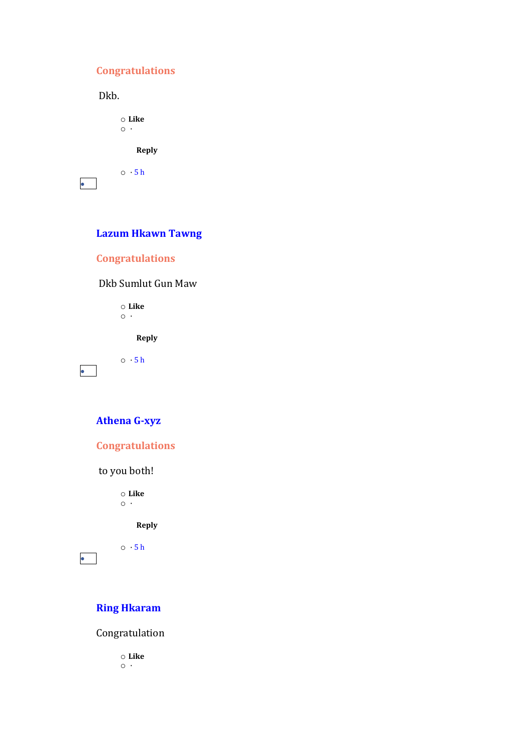**Congratulations**

Dkb.

- **Like**
- ·

  **Reply**

- · 5 h

**Lazum Hkawn Tawng**

**Congratulations**

Dkb Sumlut Gun Maw

- **Like**
- ·

  **Reply**

- · 5 h

**Athena G-xyz**

**Congratulations**

to you both!

- **Like**
- ·

  **Reply**

- · 5 h

**Ring Hkaram**

Congratulation

- **Like**
- ·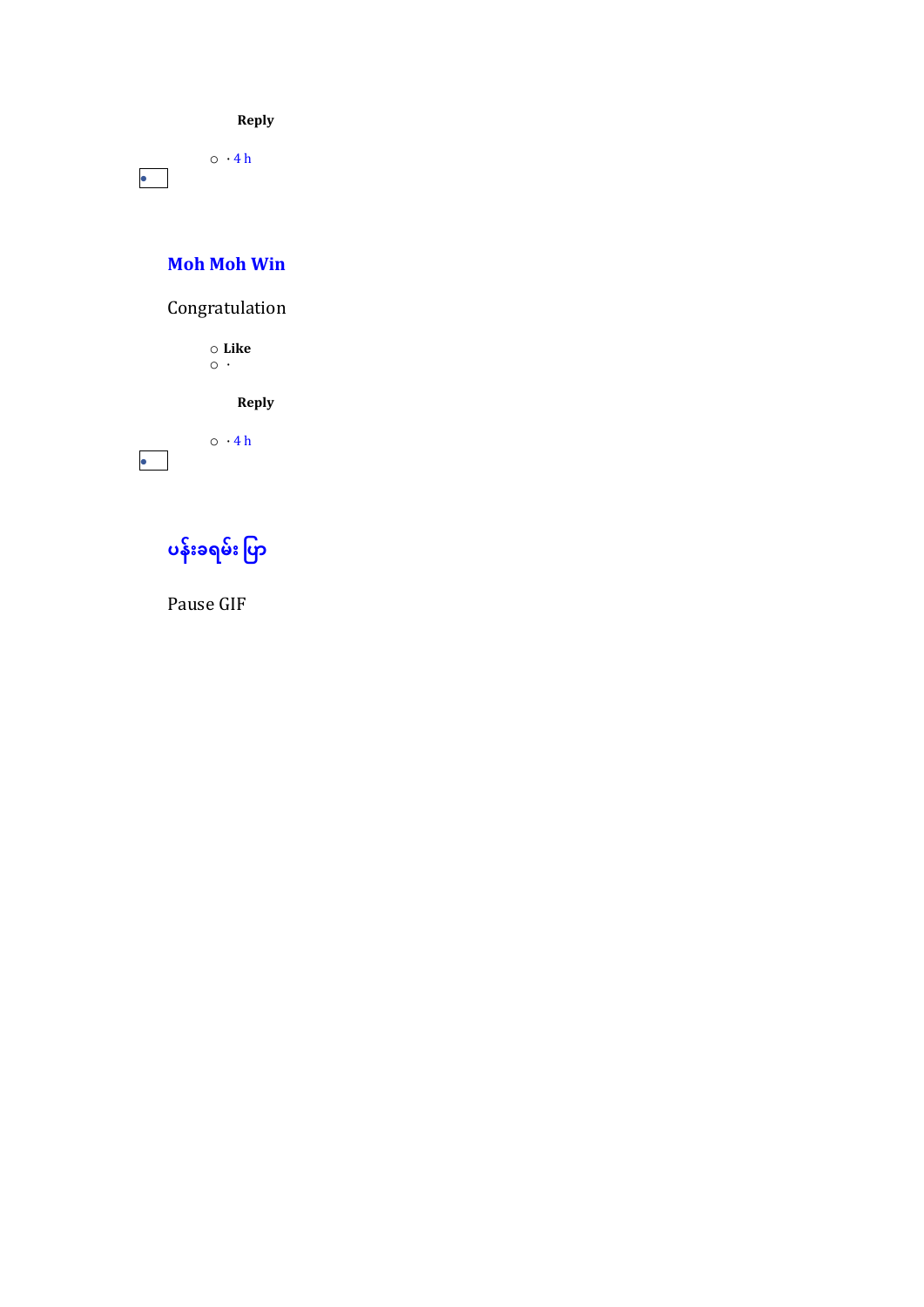**Reply**

- · 4 h

**Moh Moh Win**

Congratulation

- **Like**
- ·

**Reply**

- · 4 h

**ပန်းခရမ်း ပြာ**

Pause GIF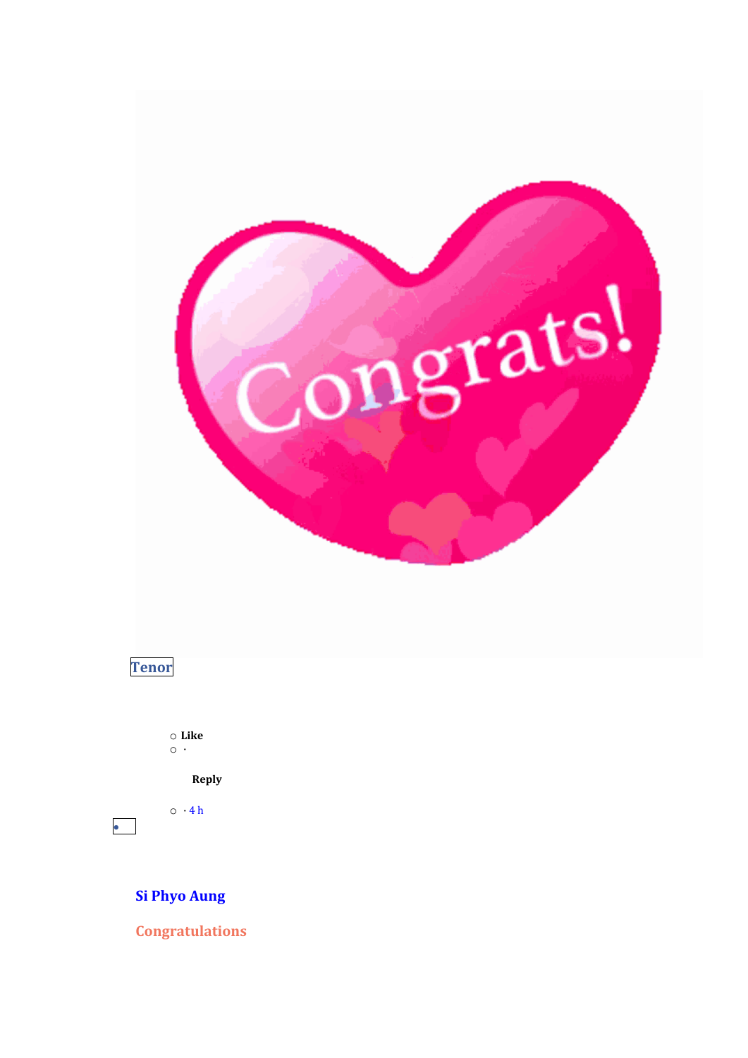Tenor

- Like
- ·

  Reply

- · 4 h

•

Si Phyo Aung

Congratulations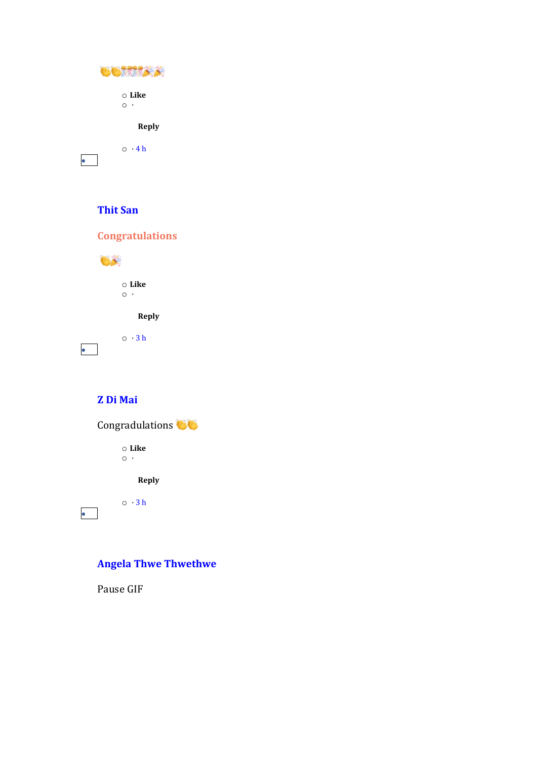👏👏🎊🎊🎉🎉

- Like
- ·

  **Reply**

- · 4 h

**Thit San**

**Congratulations**

👏🎉

- Like
- ·

  **Reply**

- · 3 h

**Z Di Mai**

Congradulations 👏👏

- Like
- ·

  **Reply**

- · 3 h

**Angela Thwe Thwethwe**

Pause GIF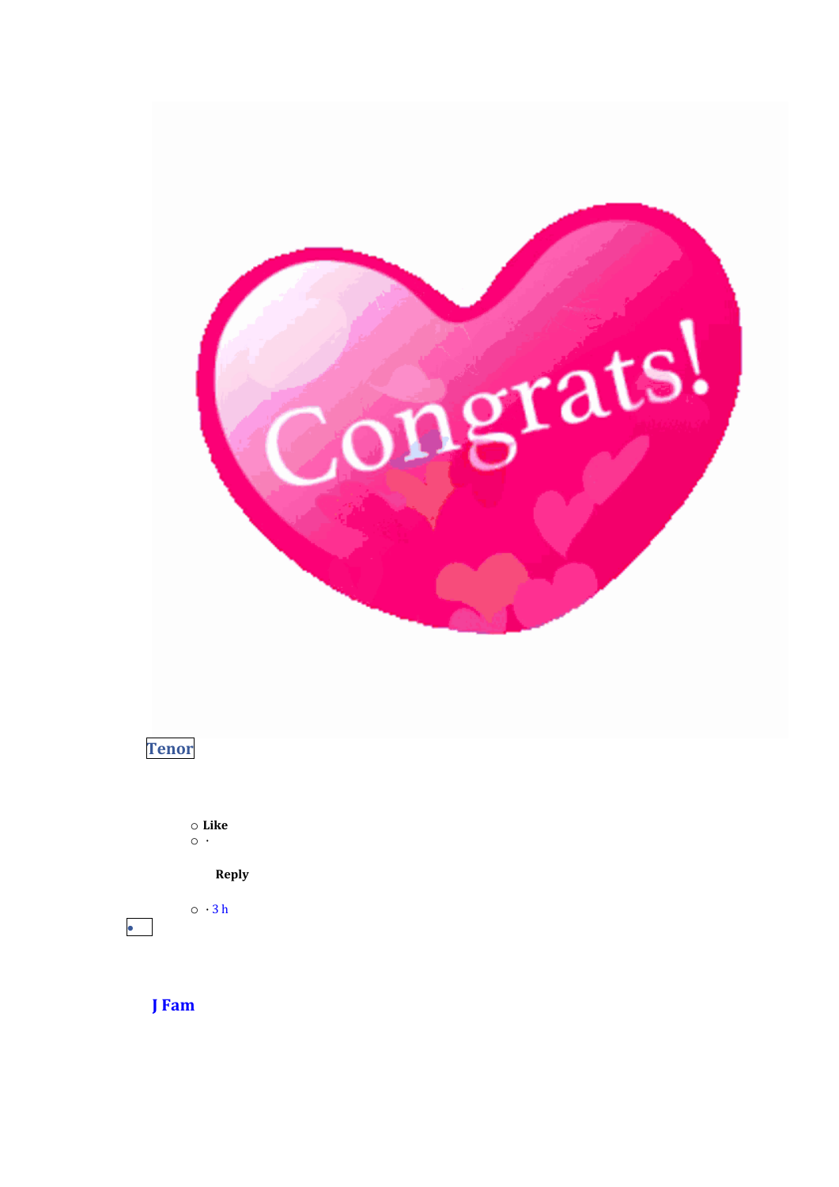Tenor

- Like
- ·

  Reply

- · 3 h

•

J Fam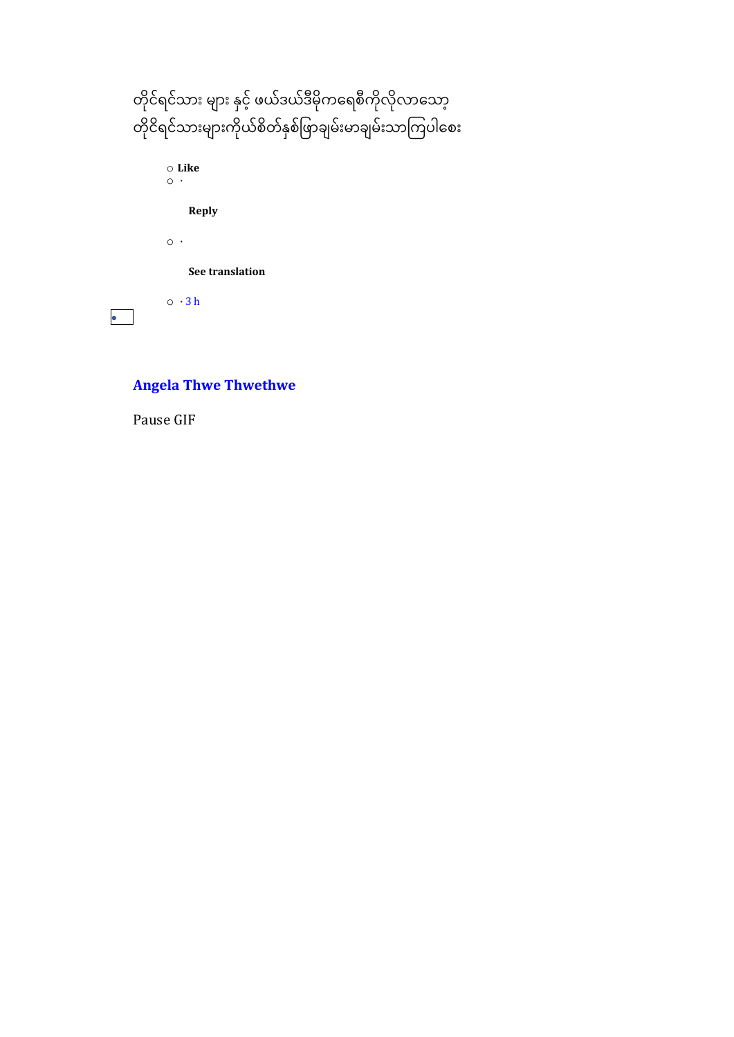တိုင်းရင်းသား များ နှင့် ဖယ်ဒယ်ဒီမိုကရေစီကိုလိုလာသော့
တိုင်ရင်းသားများကိုယ်စိတ်နှစ်ဖြာချမ်းမာချမ်းသာကြပါစေး

- Like
- ·

  **Reply**

- ·

  **See translation**

- · 3 h

**Angela Thwe Thwethwe**

Pause GIF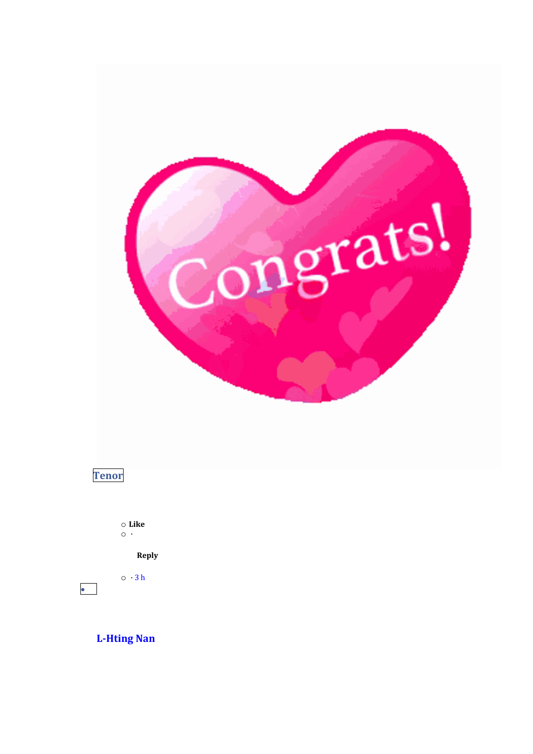Tenor

- Like
- ·

  **Reply**

- · 3 h

- 

**L-Hting Nan**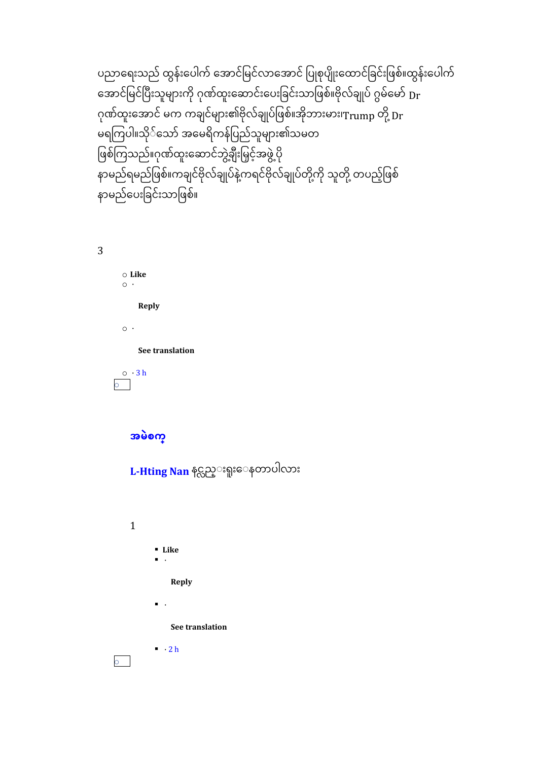ပညာရေးသည် ထွန်းပေါက် အောင်မြင်လာအောင် ပြုစုပျိုးထောင်ခြင်းဖြစ်။ထွန်းပေါက်အောင်မြင်ပြီးသူများကို ဂုဏ်ထူးဆောင်းပေးခြင်းသာဖြစ်။ဗိုလ်ချုပ် ဂွမ်မော် Dr ဂုဏ်ထူးအောင် မက ကချင်များ၏ဗိုလ်ချုပ်ဖြစ်။အိုဘားမား၊Trump တို့ Dr မရကြပါ။သို်သော် အမေရိကန်ပြည်သူများ၏သမတ ဖြစ်ကြသည်။ဂုဏ်ထူးဆောင်ဘွဲ့ချီးမြှင့်အဖွဲ့ ပို နာမည်ရမည်ဖြစ်။ကချင်ဗိုလ်ချုပ်နဲ့ကရင်ဗိုလ်ချုပ်တို့ကို သူတို့ တပည့်ဖြစ် နာမည်ပေးခြင်းသာဖြစ်။

3

- **Like**
- ·

  **Reply**

- ·

  **See translation**

- · 3 h

**အမဲစက္**

**L-Hting Nan** နင္လည္းရူးေနတာပါလား

1

- **Like**
- ·

  **Reply**

- ·

  **See translation**

- · 2 h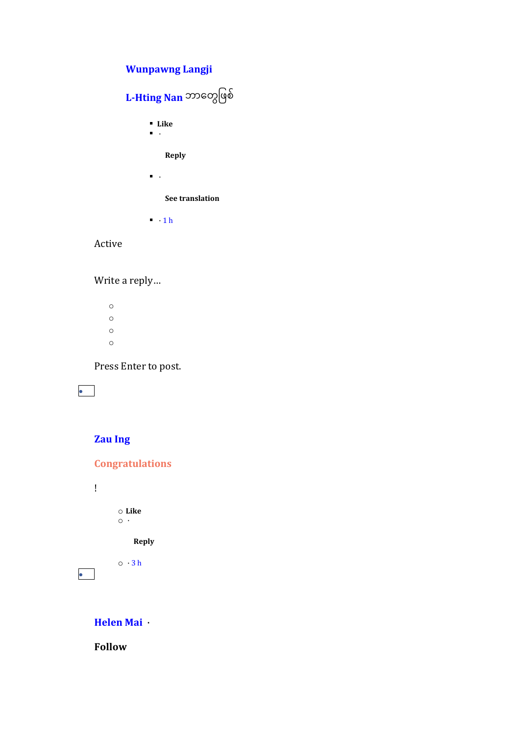**Wunpawng Langji**

**L-Hting Nan** ဘာတွေဖြစ်

- **Like**
- ·

  **Reply**

- ·

  **See translation**

- · 1 h

Active

Write a reply…

Press Enter to post.

**Zau Ing**

**Congratulations**

!

- **Like**
- ·

  **Reply**

- · 3 h

**Helen Mai** ·

**Follow**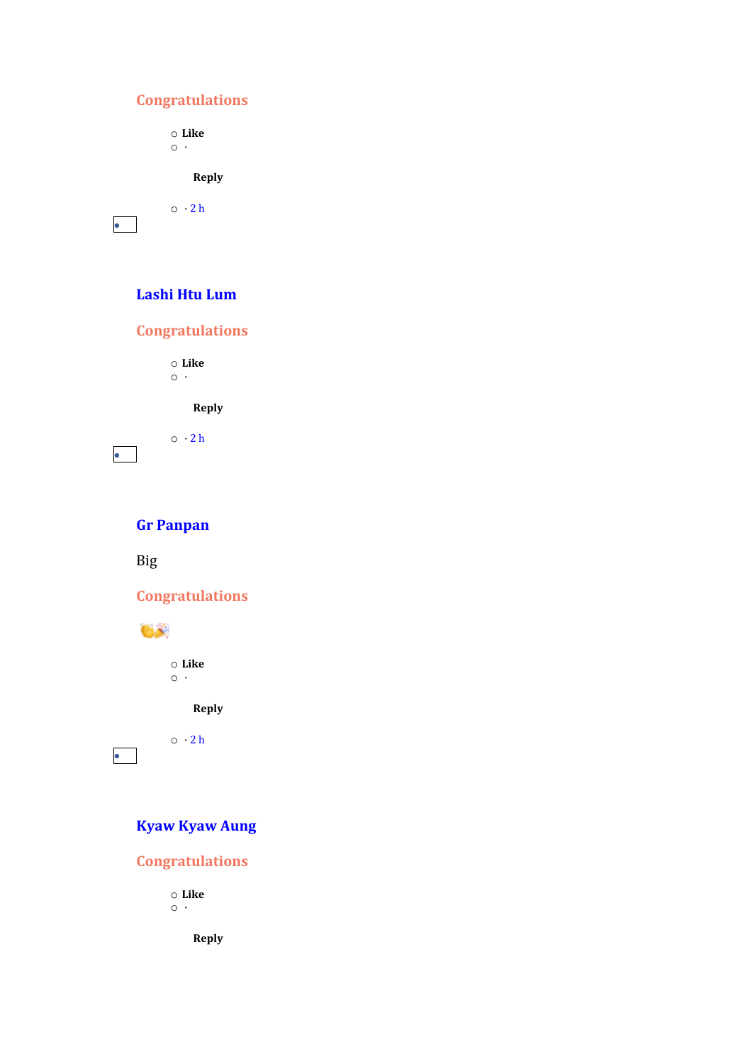Congratulations

- Like
- ·

  Reply

- · 2 h

**Lashi Htu Lum**

Congratulations

- Like
- ·

  Reply

- · 2 h

**Gr Panpan**

Big

Congratulations

- Like
- ·

  Reply

- · 2 h

**Kyaw Kyaw Aung**

Congratulations

- Like
- ·

  Reply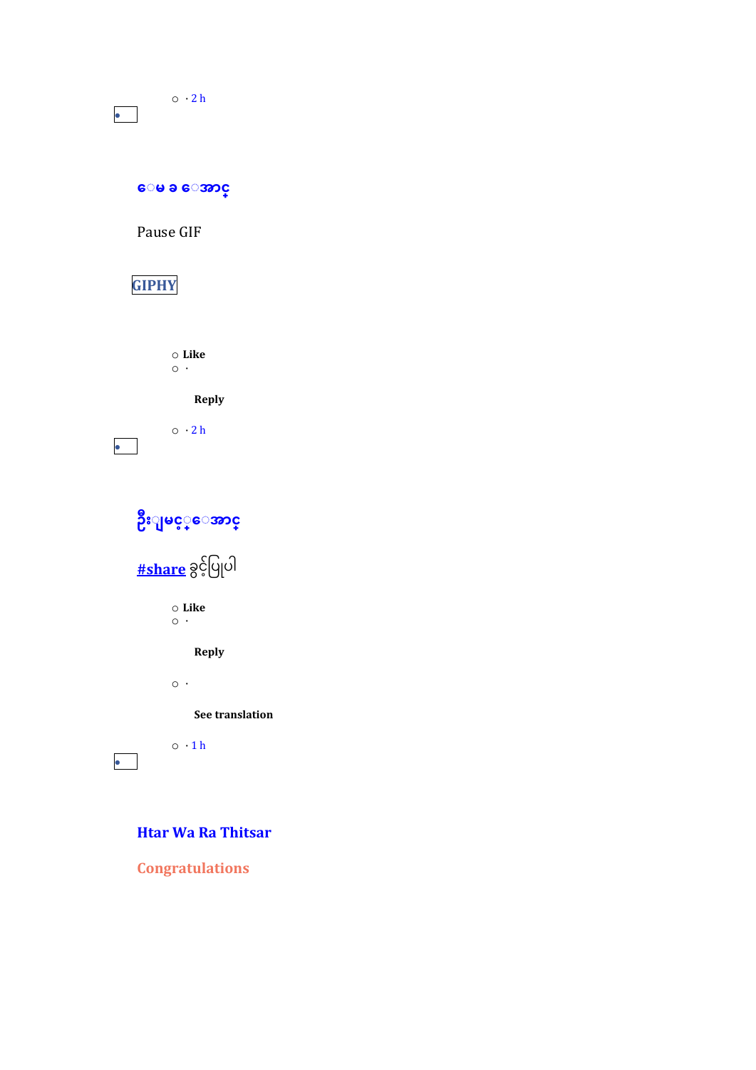- · 2 h

**ေမ ခ ေအာင္**

Pause GIF

GIPHY

- **Like**
- ·

  **Reply**

- · 2 h

**ဦးျမင့္ေအာင္**

**#share** ခွင့်ပြုပါ

- **Like**
- ·

  **Reply**

- ·

  **See translation**

- · 1 h

**Htar Wa Ra Thitsar**

**Congratulations**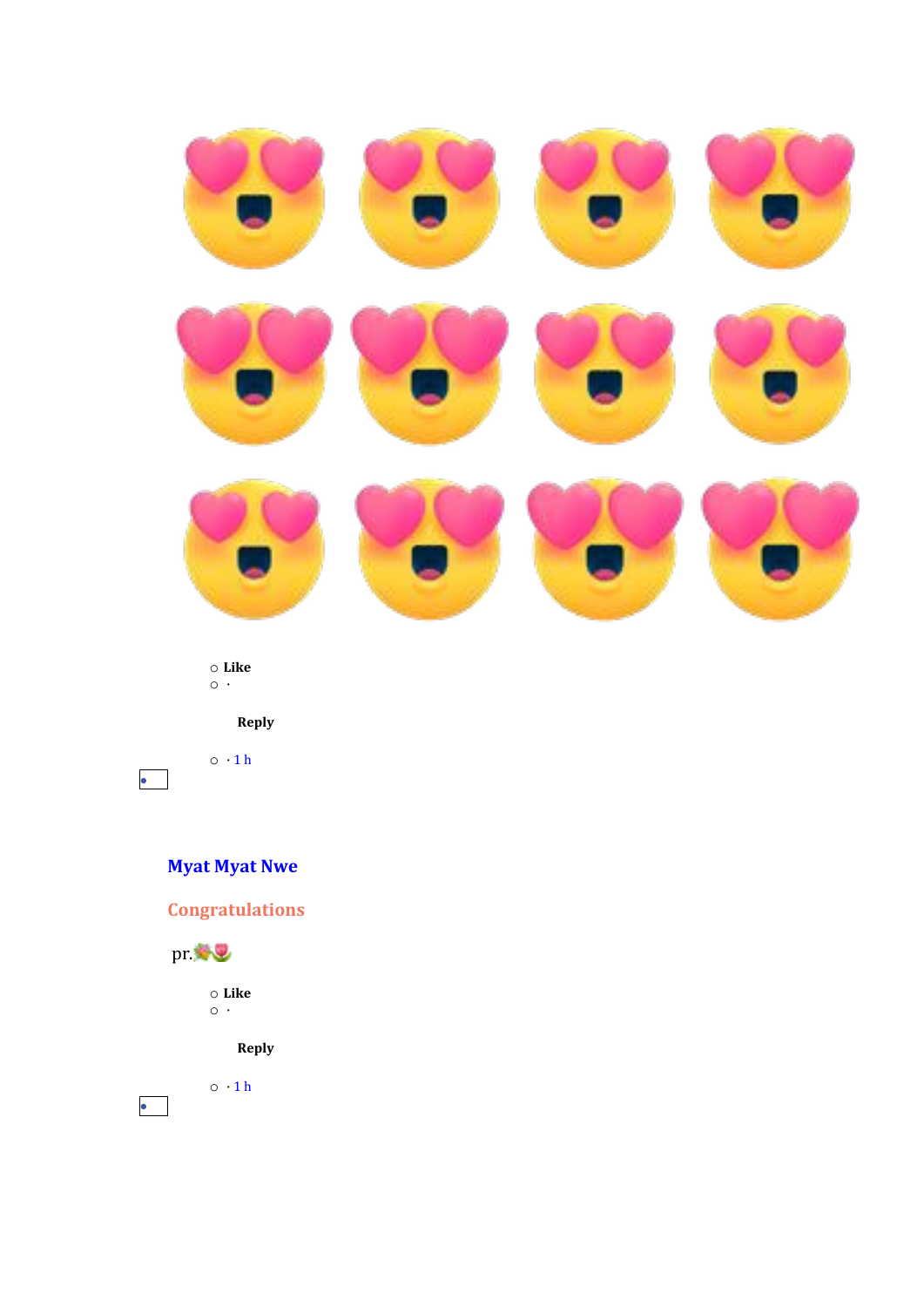😍😍😍😍😍😍😍😍😍😍😍😍

- Like
- ·

  Reply

- · 1 h

**Myat Myat Nwe**

**Congratulations**

pr.💐🌷

- Like
- ·

  Reply

- · 1 h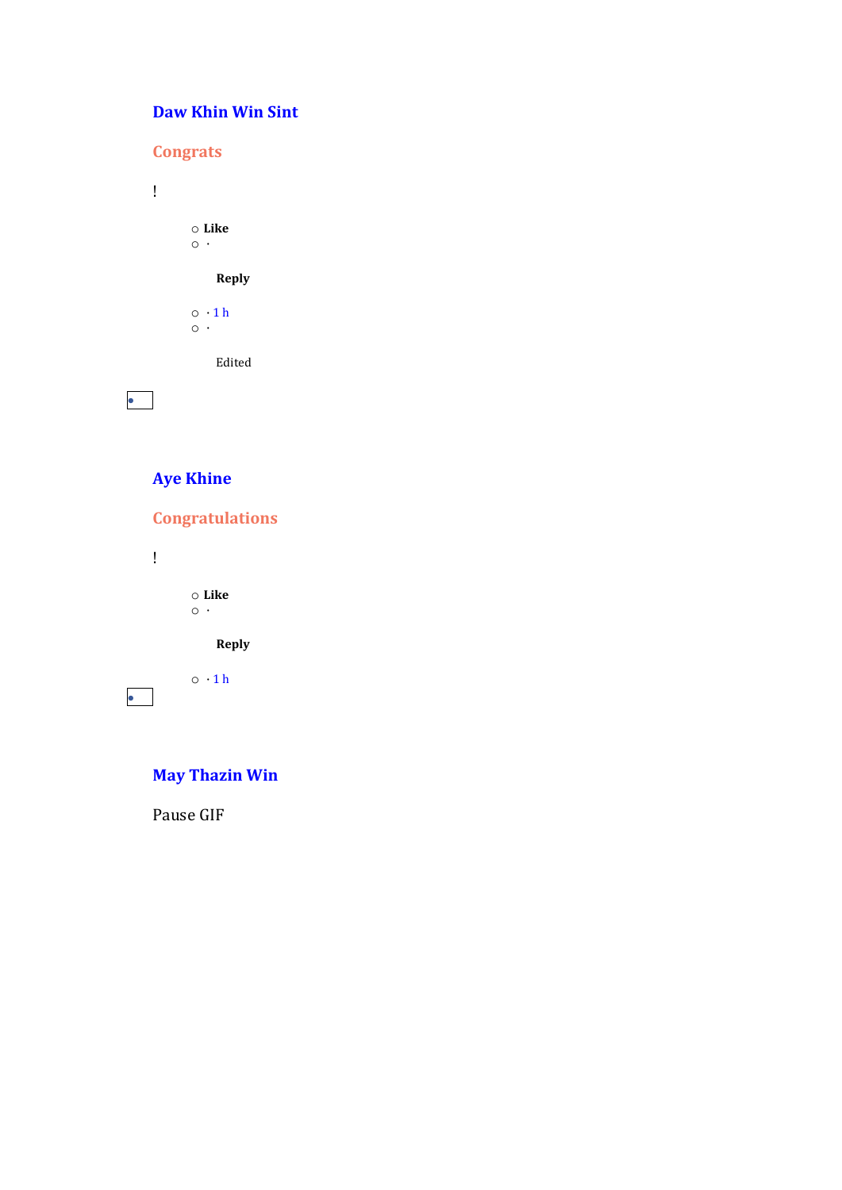**Daw Khin Win Sint**

Congrats

!

- **Like**
- ·

  **Reply**

- · 1 h
- ·

  Edited

**Aye Khine**

Congratulations

!

- **Like**
- ·

  **Reply**

- · 1 h

**May Thazin Win**

Pause GIF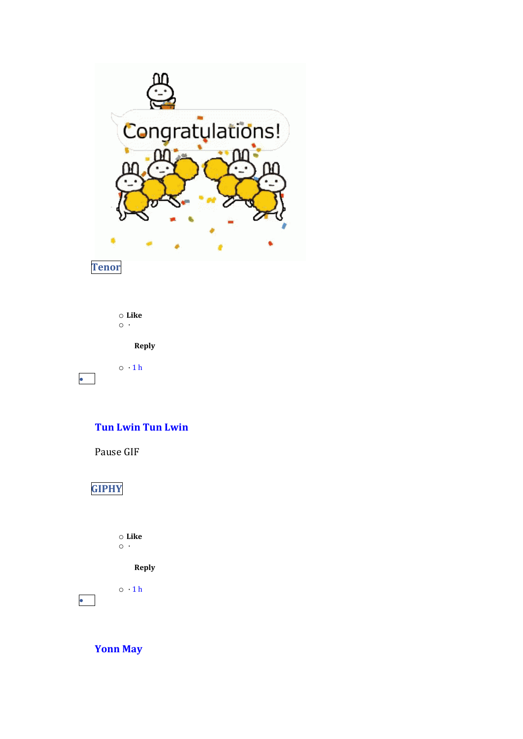Tenor

- Like
- ·

  Reply

- · 1 h

•

**Tun Lwin Tun Lwin**

Pause GIF

GIPHY

- Like
- ·

  Reply

- · 1 h

•

**Yonn May**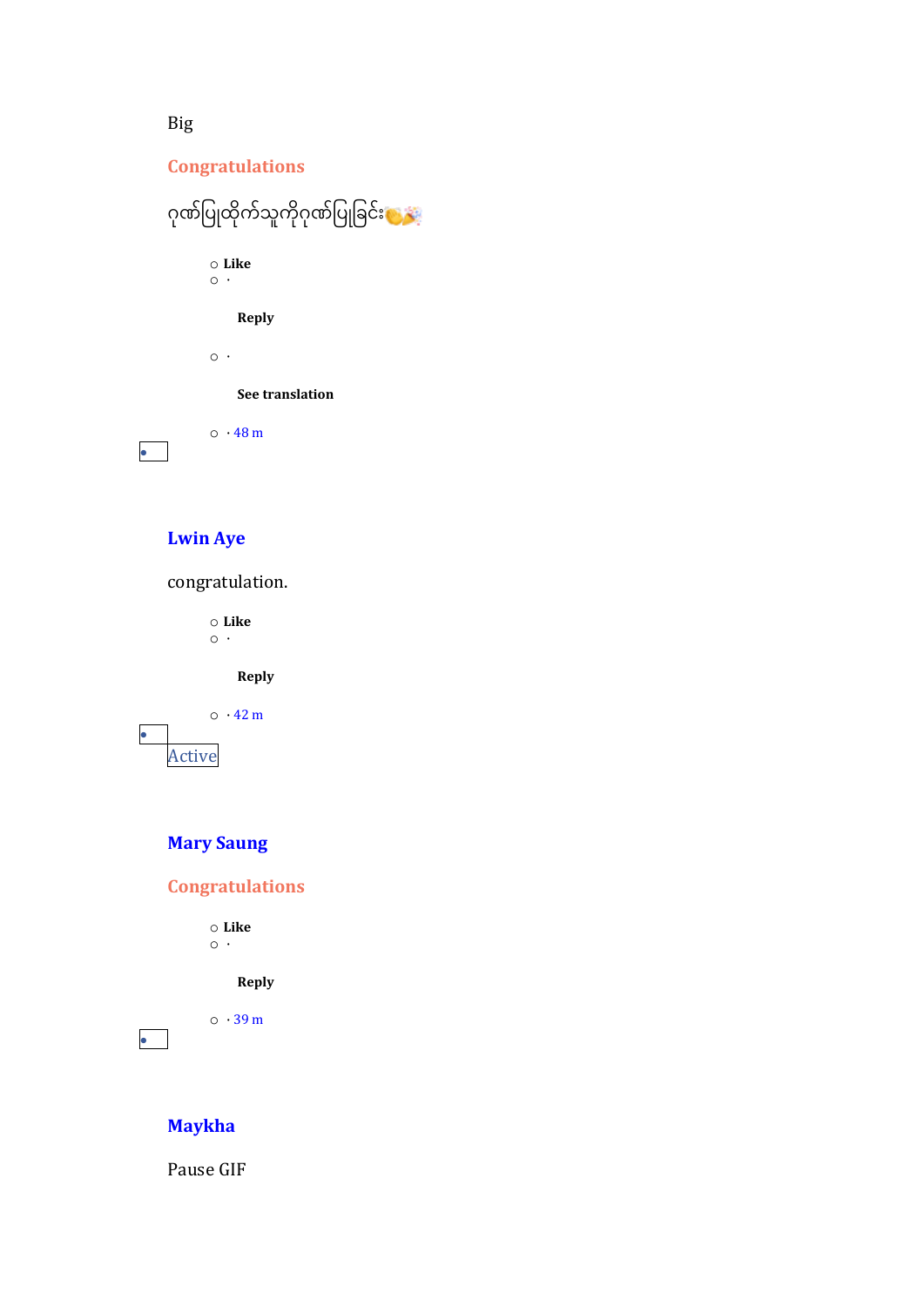Big

Congratulations

ဂုဏ်ပြုထိုက်သူကိုဂုဏ်ပြုခြင်း🥳🎉

- Like
- ·

  **Reply**

- ·

  **See translation**

- · 48 m

- 

**Lwin Aye**

congratulation.

- Like
- ·

  **Reply**

- · 42 m

- 

Active

**Mary Saung**

Congratulations

- Like
- ·

  **Reply**

- · 39 m

- 

**Maykha**

Pause GIF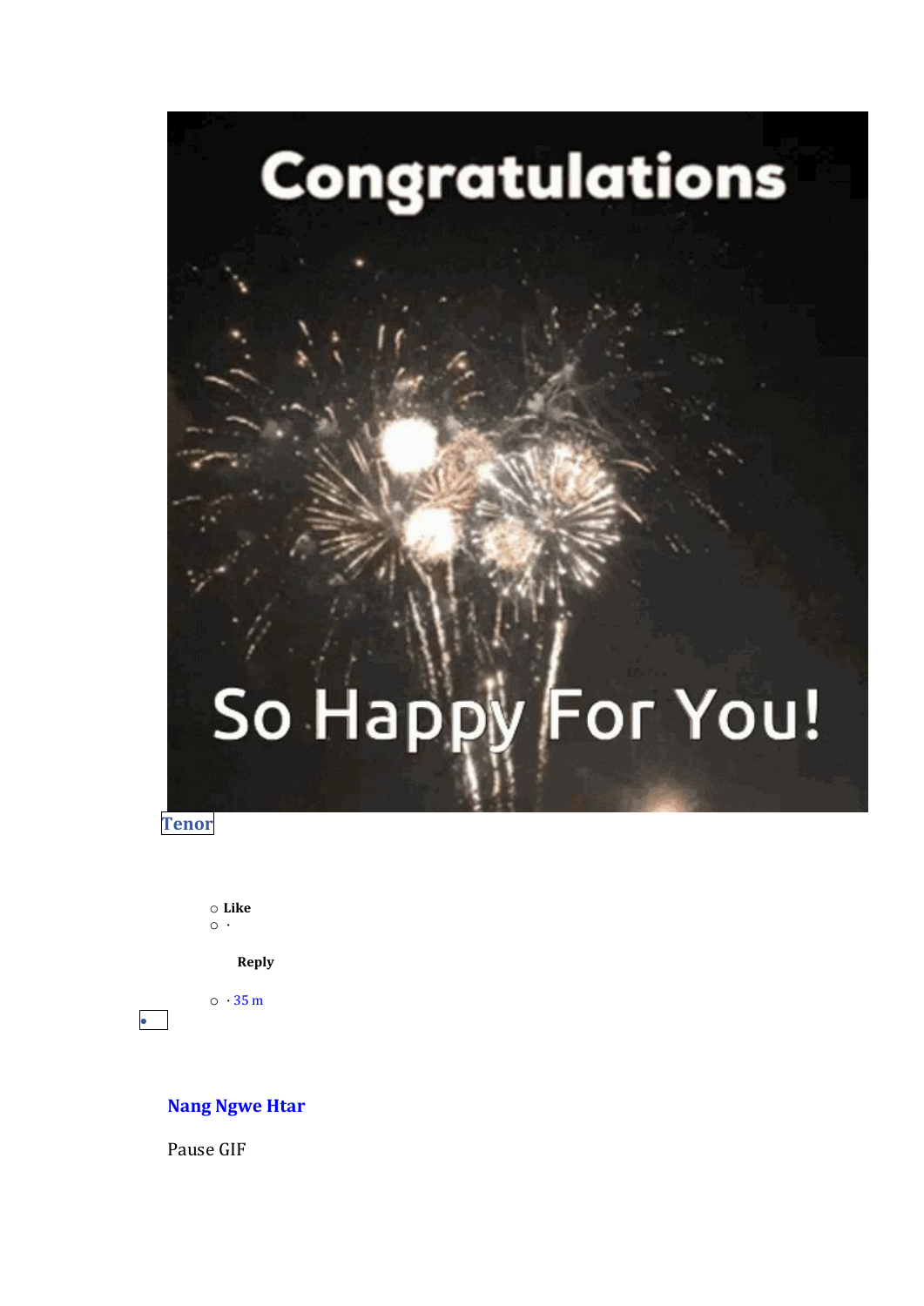Congratulations

So Happy For You!

Tenor

- Like
- ·

  **Reply**

- · 35 m

**Nang Ngwe Htar**

Pause GIF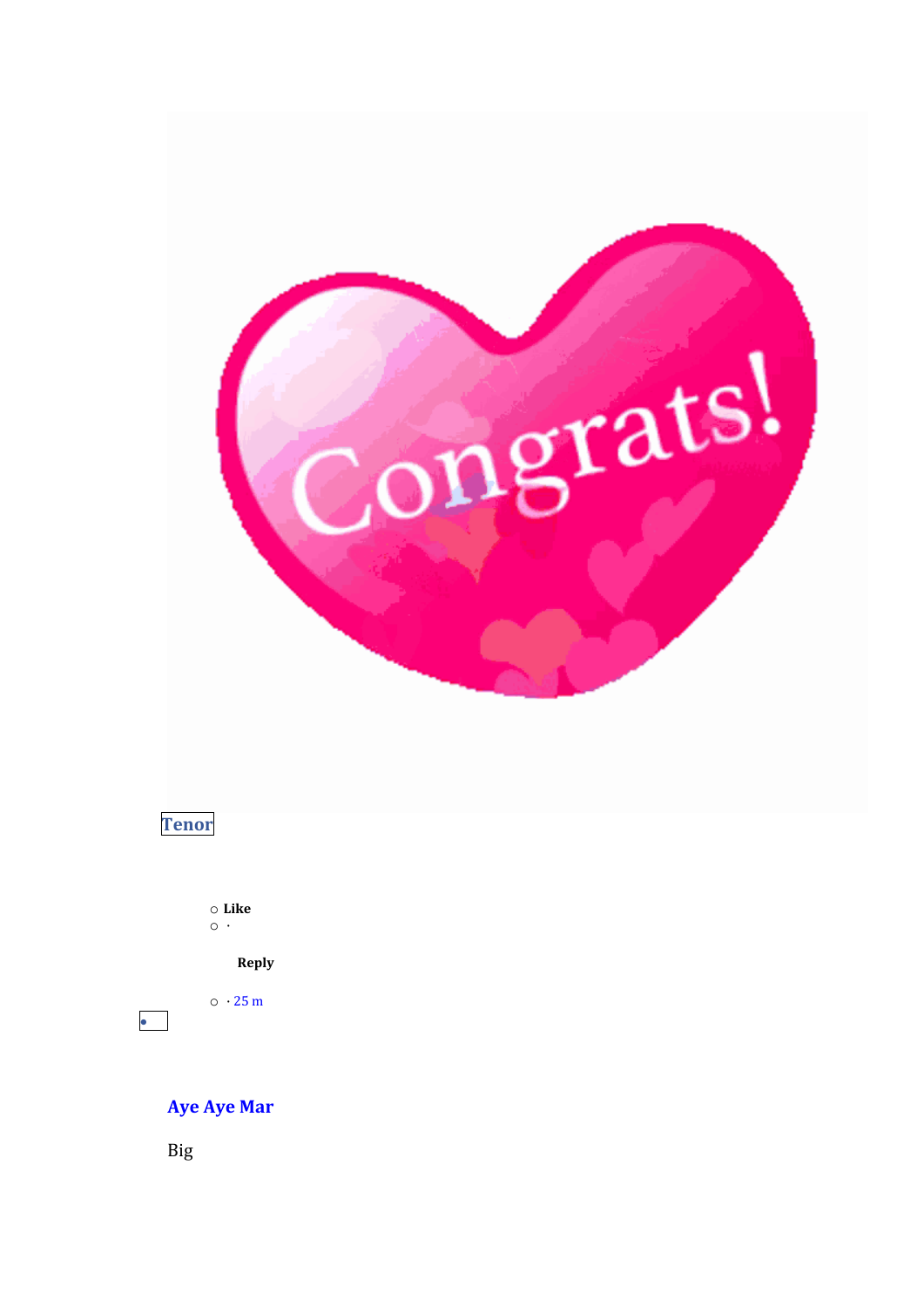Tenor

- Like
- ·

  Reply

- · 25 m

•

**Aye Aye Mar**

Big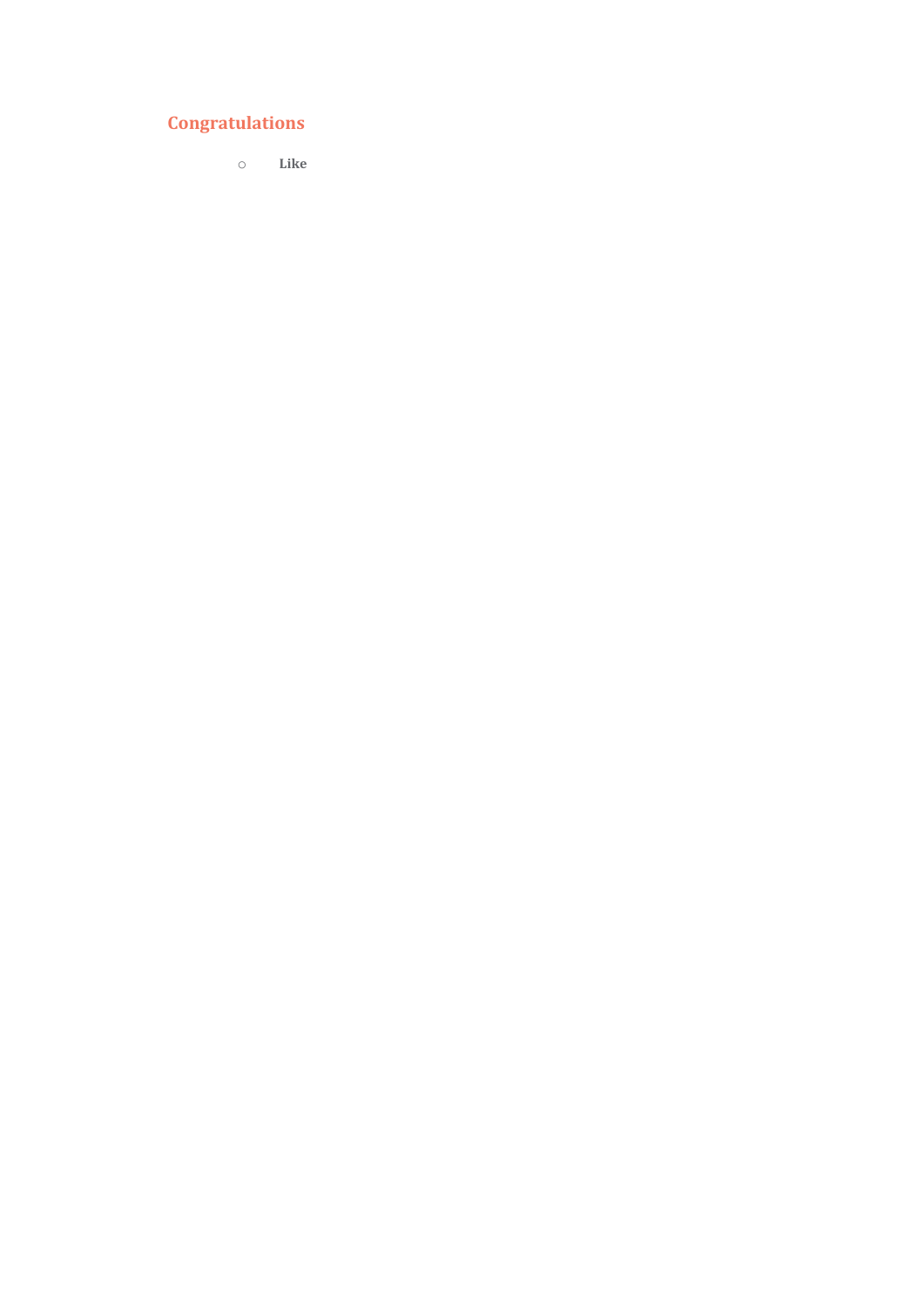## Congratulations

- **Like**